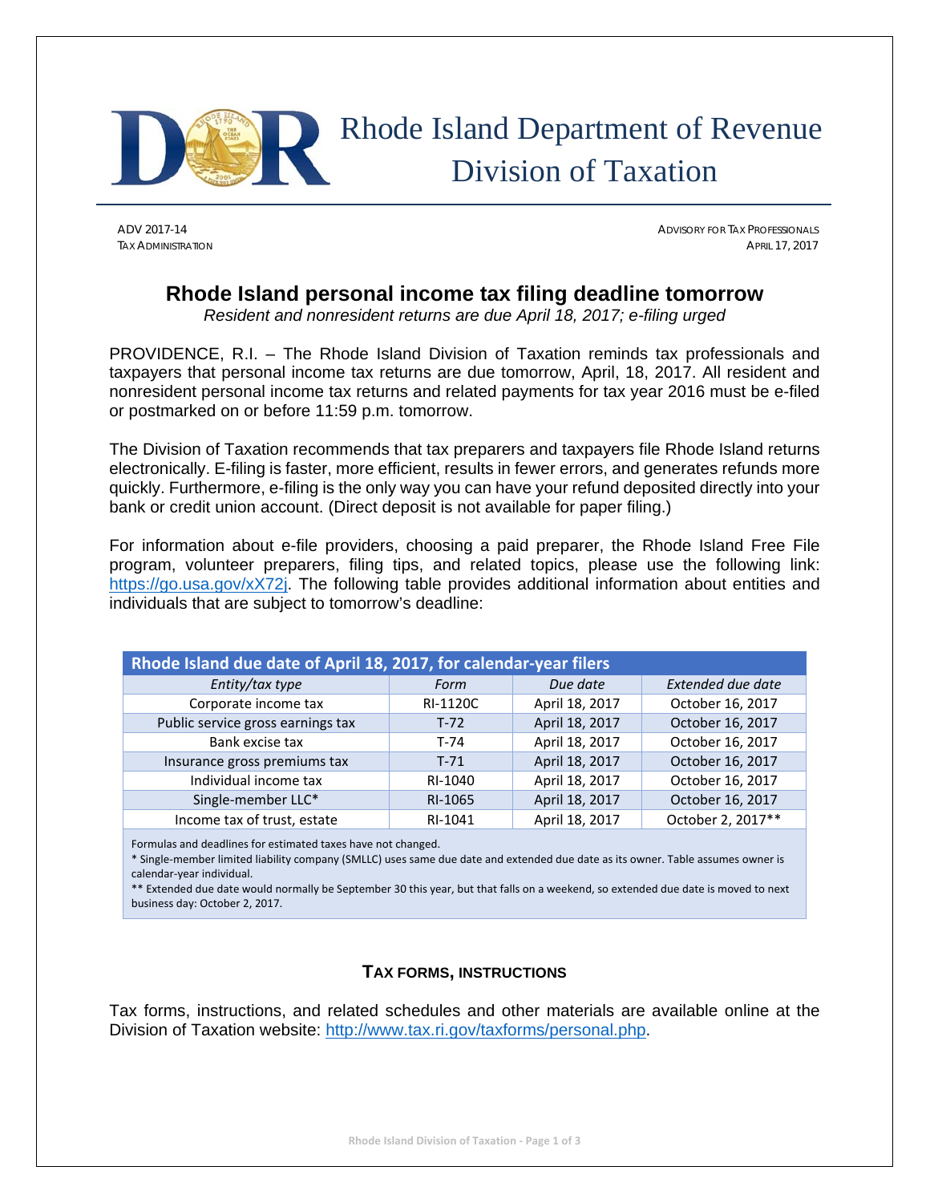# Rhode Island Department of Revenue
# Division of Taxation

ADV 2017-14
TAX ADMINISTRATION

ADVISORY FOR TAX PROFESSIONALS
APRIL 17, 2017

## Rhode Island personal income tax filing deadline tomorrow

*Resident and nonresident returns are due April 18, 2017; e-filing urged*

PROVIDENCE, R.I. – The Rhode Island Division of Taxation reminds tax professionals and taxpayers that personal income tax returns are due tomorrow, April, 18, 2017. All resident and nonresident personal income tax returns and related payments for tax year 2016 must be e-filed or postmarked on or before 11:59 p.m. tomorrow.

The Division of Taxation recommends that tax preparers and taxpayers file Rhode Island returns electronically. E-filing is faster, more efficient, results in fewer errors, and generates refunds more quickly. Furthermore, e-filing is the only way you can have your refund deposited directly into your bank or credit union account. (Direct deposit is not available for paper filing.)

For information about e-file providers, choosing a paid preparer, the Rhode Island Free File program, volunteer preparers, filing tips, and related topics, please use the following link: https://go.usa.gov/xX72j. The following table provides additional information about entities and individuals that are subject to tomorrow's deadline:

| Rhode Island due date of April 18, 2017, for calendar-year filers | | | |
|---|---|---|---|
| *Entity/tax type* | *Form* | *Due date* | *Extended due date* |
| Corporate income tax | RI-1120C | April 18, 2017 | October 16, 2017 |
| Public service gross earnings tax | T-72 | April 18, 2017 | October 16, 2017 |
| Bank excise tax | T-74 | April 18, 2017 | October 16, 2017 |
| Insurance gross premiums tax | T-71 | April 18, 2017 | October 16, 2017 |
| Individual income tax | RI-1040 | April 18, 2017 | October 16, 2017 |
| Single-member LLC* | RI-1065 | April 18, 2017 | October 16, 2017 |
| Income tax of trust, estate | RI-1041 | April 18, 2017 | October 2, 2017** |

Formulas and deadlines for estimated taxes have not changed.

* Single-member limited liability company (SMLLC) uses same due date and extended due date as its owner. Table assumes owner is calendar-year individual.

** Extended due date would normally be September 30 this year, but that falls on a weekend, so extended due date is moved to next business day: October 2, 2017.

### TAX FORMS, INSTRUCTIONS

Tax forms, instructions, and related schedules and other materials are available online at the Division of Taxation website: http://www.tax.ri.gov/taxforms/personal.php.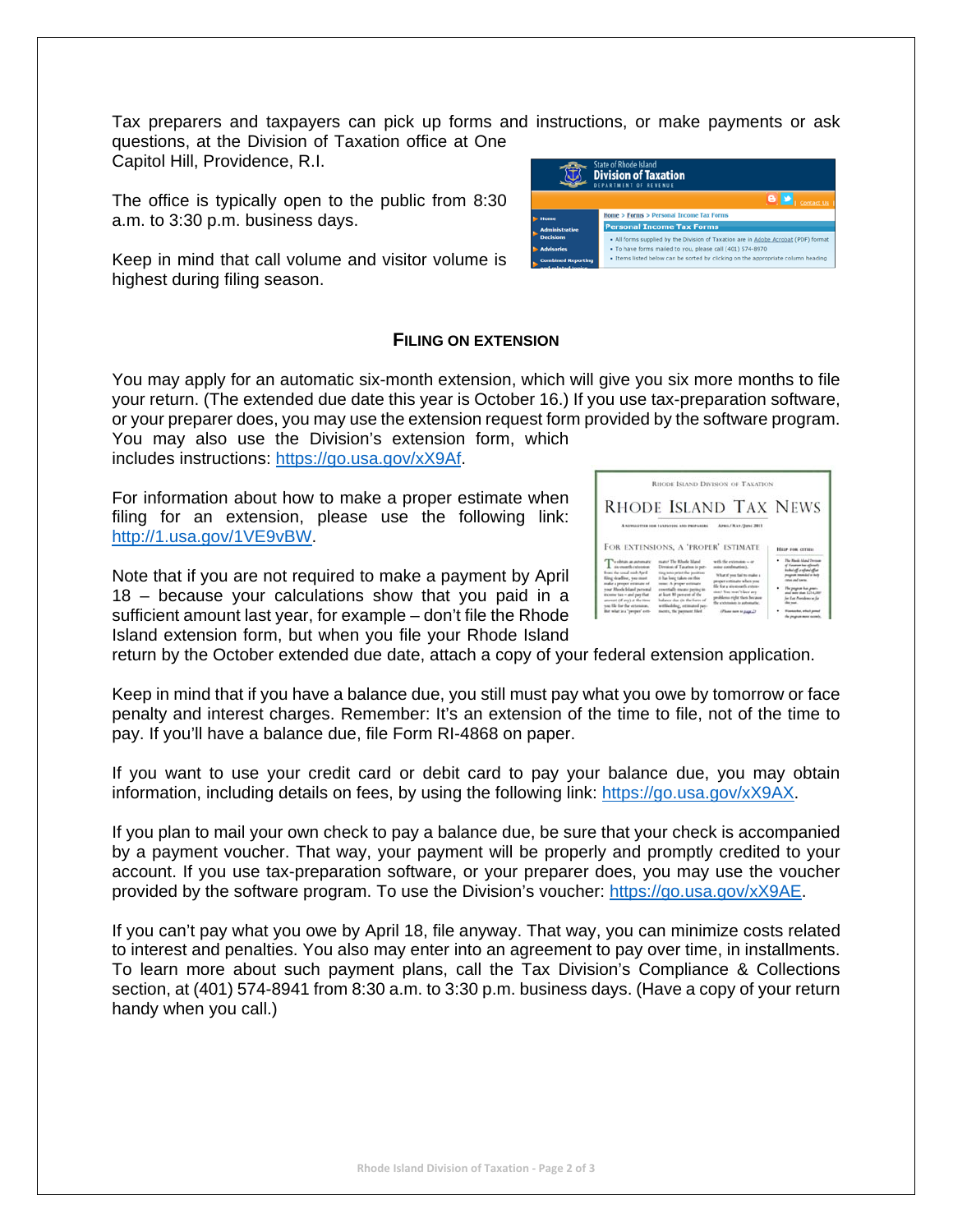Tax preparers and taxpayers can pick up forms and instructions, or make payments or ask questions, at the Division of Taxation office at One Capitol Hill, Providence, R.I.

The office is typically open to the public from 8:30 a.m. to 3:30 p.m. business days.

Keep in mind that call volume and visitor volume is highest during filing season.

## FILING ON EXTENSION

You may apply for an automatic six-month extension, which will give you six more months to file your return. (The extended due date this year is October 16.) If you use tax-preparation software, or your preparer does, you may use the extension request form provided by the software program. You may also use the Division's extension form, which includes instructions: https://go.usa.gov/xX9Af.

For information about how to make a proper estimate when filing for an extension, please use the following link: http://1.usa.gov/1VE9vBW.

Note that if you are not required to make a payment by April 18 – because your calculations show that you paid in a sufficient amount last year, for example – don't file the Rhode Island extension form, but when you file your Rhode Island return by the October extended due date, attach a copy of your federal extension application.

Keep in mind that if you have a balance due, you still must pay what you owe by tomorrow or face penalty and interest charges. Remember: It's an extension of the time to file, not of the time to pay. If you'll have a balance due, file Form RI-4868 on paper.

If you want to use your credit card or debit card to pay your balance due, you may obtain information, including details on fees, by using the following link: https://go.usa.gov/xX9AX.

If you plan to mail your own check to pay a balance due, be sure that your check is accompanied by a payment voucher. That way, your payment will be properly and promptly credited to your account. If you use tax-preparation software, or your preparer does, you may use the voucher provided by the software program. To use the Division's voucher: https://go.usa.gov/xX9AE.

If you can't pay what you owe by April 18, file anyway. That way, you can minimize costs related to interest and penalties. You also may enter into an agreement to pay over time, in installments. To learn more about such payment plans, call the Tax Division's Compliance & Collections section, at (401) 574-8941 from 8:30 a.m. to 3:30 p.m. business days. (Have a copy of your return handy when you call.)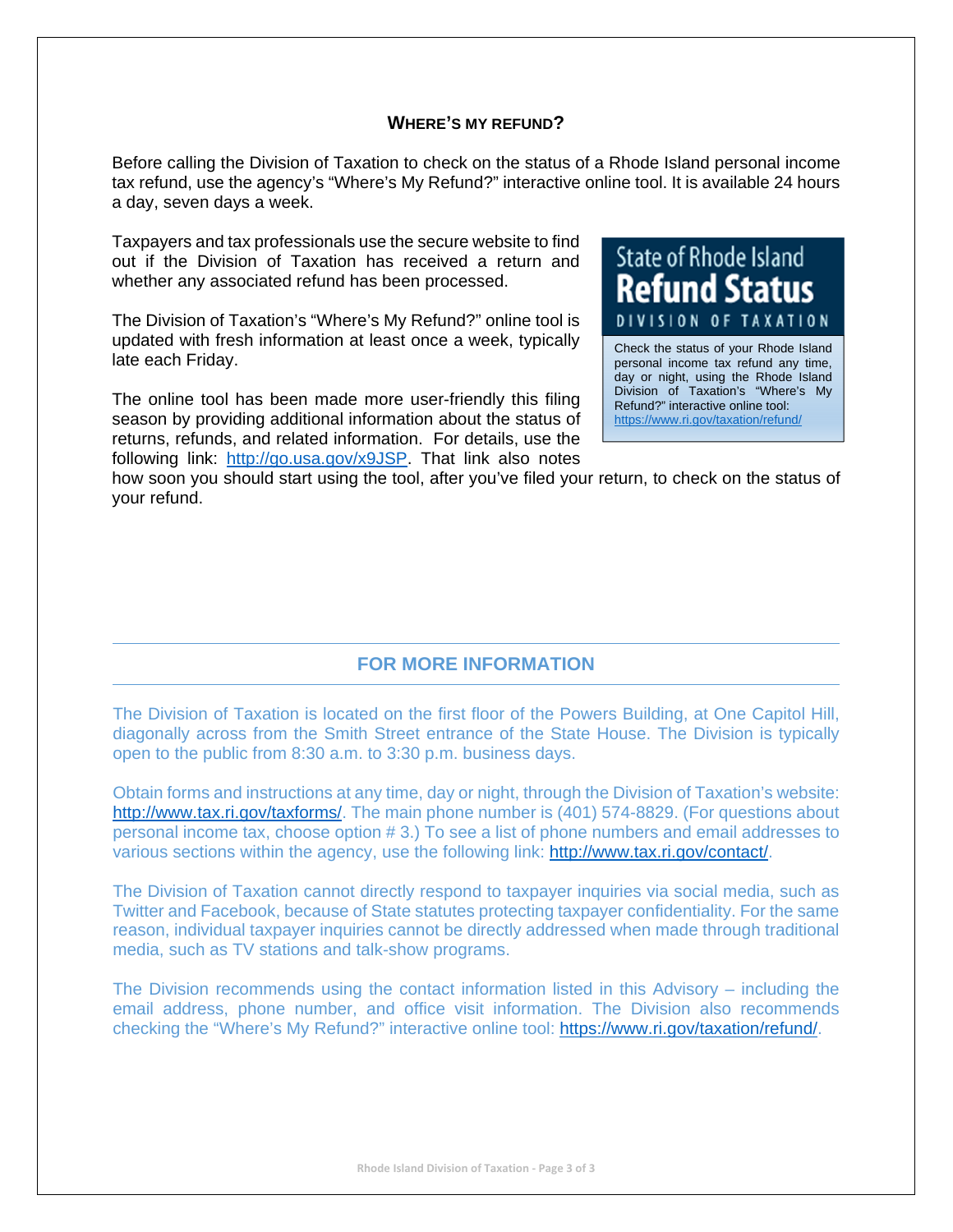## WHERE'S MY REFUND?

Before calling the Division of Taxation to check on the status of a Rhode Island personal income tax refund, use the agency's "Where's My Refund?" interactive online tool. It is available 24 hours a day, seven days a week.

Taxpayers and tax professionals use the secure website to find out if the Division of Taxation has received a return and whether any associated refund has been processed.

The Division of Taxation's "Where's My Refund?" online tool is updated with fresh information at least once a week, typically late each Friday.

The online tool has been made more user-friendly this filing season by providing additional information about the status of returns, refunds, and related information. For details, use the following link: http://go.usa.gov/x9JSP. That link also notes how soon you should start using the tool, after you've filed your return, to check on the status of your refund.

State of Rhode Island
**Refund Status**
DIVISION OF TAXATION

Check the status of your Rhode Island personal income tax refund any time, day or night, using the Rhode Island Division of Taxation's "Where's My Refund?" interactive online tool: https://www.ri.gov/taxation/refund/

## FOR MORE INFORMATION

The Division of Taxation is located on the first floor of the Powers Building, at One Capitol Hill, diagonally across from the Smith Street entrance of the State House. The Division is typically open to the public from 8:30 a.m. to 3:30 p.m. business days.

Obtain forms and instructions at any time, day or night, through the Division of Taxation's website: http://www.tax.ri.gov/taxforms/. The main phone number is (401) 574-8829. (For questions about personal income tax, choose option # 3.) To see a list of phone numbers and email addresses to various sections within the agency, use the following link: http://www.tax.ri.gov/contact/.

The Division of Taxation cannot directly respond to taxpayer inquiries via social media, such as Twitter and Facebook, because of State statutes protecting taxpayer confidentiality. For the same reason, individual taxpayer inquiries cannot be directly addressed when made through traditional media, such as TV stations and talk-show programs.

The Division recommends using the contact information listed in this Advisory – including the email address, phone number, and office visit information. The Division also recommends checking the "Where's My Refund?" interactive online tool: https://www.ri.gov/taxation/refund/.